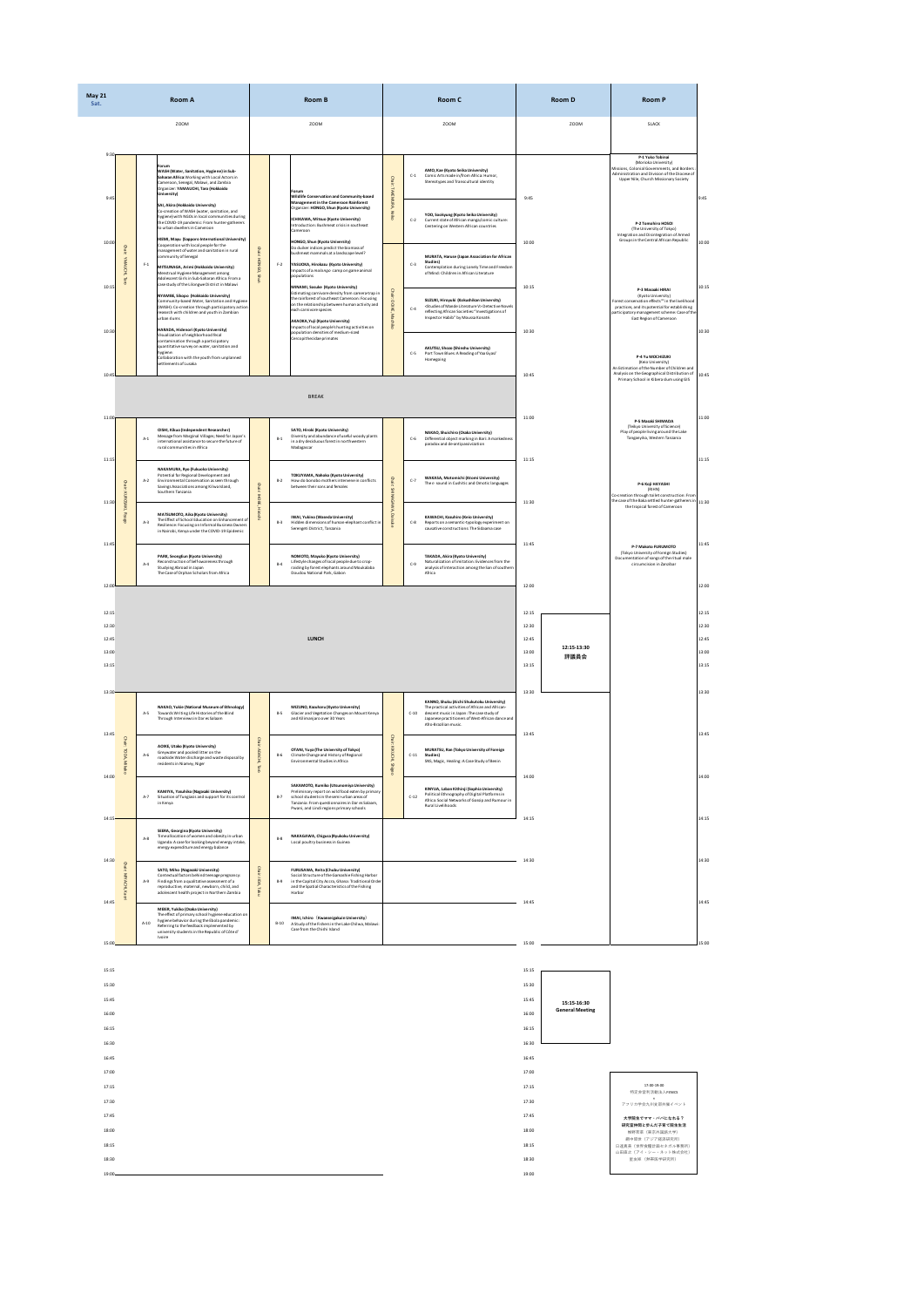# May 21 Sat.

## Room A (ZOOM)

### 9:30–10:45 F-1 (Chair: YAMAUCHI, Taro)

**Forum**
**WASH (Water, Sanitation, Hygiene) in Sub-Saharan Africa** Working with Local Actors in Cameroon, Senegal, Malawi, and Zambia
Organizer: YAMAUCHI, Taro (Hokkaido University)

- SAI, Akira (Hokkaido University) — Co-creation of WASH (water, sanitation, and hygiene) with NGOs in local communities during the COVID-19 pandemic: From hunter-gatherers to urban dwellers in Cameroon
- HIDMI, Mayu (Sapporo International University) — Cooperation with local people for the management of water and sanitation in rural community of Senegal
- MITSUNAGA, Aimei (Hokkaido University) — Menstrual Hygiene Management among Adolescent Girls in Sub-Saharan Africa: From a case study of the Lilongwe District in Malawi
- NYAMBE, Sikopo (Hokkaido University) — Community-based Water, Sanitation and Hygiene (WASH): Co-creation through participatory action research with children and youth in Zambian urban slums
- HARADA, Hidenori (Kyoto University) — Visualization of neighborhood fecal contamination through a participatory quantitative survey on water, sanitation and hygiene: Collaboration with the youth from unplanned settlements of Lusaka

### BREAK

### 11:00–12:00 (Chair: KUROSAKI, Ryugo)

- A-1 OISHI, Kikuo (Independent Researcher) — Message from Marginal Villages; Need for Japan's international assistance to secure the future of rural communities in Africa
- A-2 NAGAMURA, Ryo (Fukuoka University) — Potential for Regional Development and Environmental Conservation as seen through Savings Associations among Kilwa Island, Southern Tanzania
- A-3 MATSUMOTO, Aika (Kyoto University) — The Effect of School Education on Enhancement of Resilience: Focusing on Informal Business Owners in Nairobi, Kenya under the COVID-19 Epidemic
- A-4 PARK, Seonghun (Kyoto University) — Reconstruction of Selfawareness through Studying Abroad in Japan: The Case of Orphan Scholars from Africa

### LUNCH

### 13:30–14:15 (Chair: TODA, Mikako)

- A-5 NAKAO, Yukie (National Museum of Ethnology) — Towards Writing Life Histories of the Blind Through Interviews in Dar es Salaam
- A-6 AOKI, Utako (Kyoto University) — Greywater and pooled litter on the roadside: Water discharge and waste disposal by residents in Niamey, Niger
- A-7 KAMIYA, Yasuhiko (Nagasaki University) — Situation of Tungiasis and support for its control in Kenya

### 14:15–15:00 (Chair: MIYAZAKI, Kyoko)

- A-8 SEERA, Georgina (Kyoto University) — Time allocation of women and obesity in urban Uganda: A case for looking beyond energy intake; energy expenditure and energy balance
- A-9 SATO, Miho (Nagasaki University) — Contextual factors behind teenage pregnancy: Findings from a qualitative assessment of a reproductive, maternal, newborn, child, and adolescent health project in Northern Zambia
- A-10 MBIER, Yukiko (Osaka University) — The effect of primary school hygiene education on hygiene behavior during the Ebola pandemic: Referring to the feedback implemented by university students in the Republic of Côte d'Ivoire

## Room B (ZOOM)

### 9:30–10:45 F-2 (Chair: HONGO, Shun)

**Forum**
**Wildlife Conservation and Community-based Management in the Cameroon Rainforest**
Organizer: HONGO, Shun (Kyoto University)

- ICHIKAWA, Mitsuo (Kyoto University) — Introduction: Bushmeat crisis in southeast Cameroon
- HONGO, Shun (Kyoto University) — Do duiker indices predict the biomass of bushmeat mammals at a landscape level?
- YASUOKA, Hirokazu (Kyoto University) — Impacts of a multi-ago camp on game animal populations
- MINAMI, Sosuke (Kyoto University) — Estimating carnivore density from camera-trap in the rainforest of southeast Cameroon: Focusing on the relationship between human activity and each carnivore species
- AKAOKA, Yuji (Kyoto University) — Impacts of local people's hunting activities on population densities of medium-sized Cercopithecidae primates

### BREAK

### 11:00–12:00 (Chair: HOSAKA, Naoko)

- B-1 SATO, Hiroki (Kyoto University) — Diversity and abundance of useful woody plants in a dry deciduous forest in northwestern Madagascar
- B-2 TOKUYAMA, Nahoko (Kyoto University) — How do bonobo mothers intervene in conflicts between their sons and females
- B-3 IWAI, Yukino (Waseda University) — Hidden dimensions of human-elephant conflict in Serengeti District, Tanzania
- B-4 NOMOTO, Mayuko (Kyoto University) — Lifestyle changes of local people due to crop-raiding by forest elephants around Moukalaba-Doudou National Park, Gabon

### LUNCH

### 13:30–14:15 (Chair: ASAOKA, Taro)

- B-5 MIZUNO, Kazuharu (Kyoto University) — Glacier and Vegetation Changes on Mount Kenya and Kilimanjaro over 80 Years
- B-6 OTANI, Yuya (The University of Tokyo) — Climate Change and History of Regional Environmental Studies in Africa
- B-7 SAKAMOTO, Kumiko (Utsunomiya University) — Preliminary report on wild food eaten by primary school students in the semi-urban areas of Tanzania: From questionnaires in Dar es Salaam, Pwani, and Lindi regions primary schools

### 14:15–15:00 (Chair: ITO, Taku)

- B-8 NAKAGAWA, Chiguza (Ryukoku University) — Local poultry business in Guinea
- B-9 FURUSAWA, Reita (Chubu University) — Social Structure of the Gomoa/ine Fishing Harbor in the Capital City Accra, Ghana: Traditional Order and the Spatial Characteristics of the Fishing Harbor
- B-10 IMAI, Ichiro (Kwansei gakuin University) — A Study of the Fishers in the Lake Chilwa, Malawi: Case from the Chisi Island

## Room C (ZOOM)

### 9:30–10:00 (Chair: TAKEMURA, Keiko)

- C-1 AMO, Kae (Kyoto Seika University) — Comic Arts made in/from Africa: Humor, Stereotypes and Transcultural Identity
- C-2 YOO, Sookyung (Kyoto Seika University) — Current state of African manga/comic culture: Centering on Western African countries

### 10:00–10:45 (Chair: OOKI, Michiko)

- C-3 MURATA, Haruse (Japan Association for African Studies) — Contemplation during Lonely Time and Freedom of Mind: Children in African Literature
- C-4 SUZUKI, Hiroyuki (Kokushikan University) — «Studies of Wande Literature V» Detective Novels reflecting African Societies' "Investigations of Inspector Habib" by Moussa Konaté.
- C-5 AKUTSU, Shoso (Shinshu University) — Port Town Blues: A Reading of Yaa Gyasi' Homegoing

### BREAK

### 11:00–12:00 (Chair: SHINAGAWA, Daisuke)

- C-6 NAKAO, Shuichiro (Osaka University) — Differential object marking in Bari: A markedness paradox and de-anti-passivization
- C-7 WAKASA, Motomichi (Aozomi University) — The r sound in Cushitic and Omotic languages
- C-8 KAWACHI, Kazuhiro (Keio University) — Reports on a semantic-typology experiment on causative constructions: The Sidaama case
- C-9 TAKADA, Akira (Kyoto University) — Naturalization of imitation: Evidence from the analysis of interaction among the San of southern Africa

### LUNCH

### 13:30–14:15 (Chair: KIKUCHI, Shigeo)

- C-10 KANNO, Shoko (Aichi Shukutoku University) — The practical activities of African and African-descent music in Japan: The case study of Japanese practitioners of West-African dance and Afro-Brazilian music
- C-11 MURATSU, Ran (Tokyo University of Foreign Studies) — SNS, Magic, Healing: A Case Study of Benin
- C-12 KINYUA, Laban Kithinji (Sophia University) — Political Ethnography of Digital Platforms in Africa: Social Networks of Gossip and Rumour in Rural Livelihoods

## Room D (ZOOM)

- 12:15–13:30 評議員会
- 15:15–16:30 General Meeting

## Room P (SLACK)

- P-1 Yuko Tobinai (Morioka University) — Missions, Colonial Governments, and Borders: Administration and Division of the Diocese of Upper Nile, Church Missionary Society
- P-2 Tomohiro HONDI (The University of Tokyo) — Integration and Disintegration of Armed Groups in the Central African Republic
- P-3 Masaaki HIRAI (Kyoto University) — Forest conservation effects in the livelihood practices, and its potential for establishing participatory management scheme: Case of the East Region of Cameroon
- P-4 Yu MOCHIZUKI (Keio University) — An Estimation of the Number of Children and Analysis on the Geographical Distribution of Primary School in Kibera slum using GIS
- P-5 Masaki SHIMADA (Teikyo University of Science) — Play of people living around the Lake Tanganyika, Western Tanzania
- P-6 Koji HAYASHI (RIHN) — Co-creation through toilet construction: From the case of the Baka settled hunter-gatherers in the tropical forest of Cameroon
- P-7 Makoto FURUMOTO (Tokyo University of Foreign Studies) — Documentation of songs of the ritual male circumcision in Zanzibar

17:00–19:00
特定非営利活動法人FEMICS
×
アフリカ学会九州支部共催イベント

**大学院生でママ・パパになれる？**
**研究室仲間と歩んだ子育て院生生活**

椎野若菜（東京外国語大学）
網中昭世（アジア経済研究所）
日道真美（世界保健機関ホスカル事務所）
山田麻衣（アイ・シー・ネット株式会社）
宮本麻（熱帯医学研究所）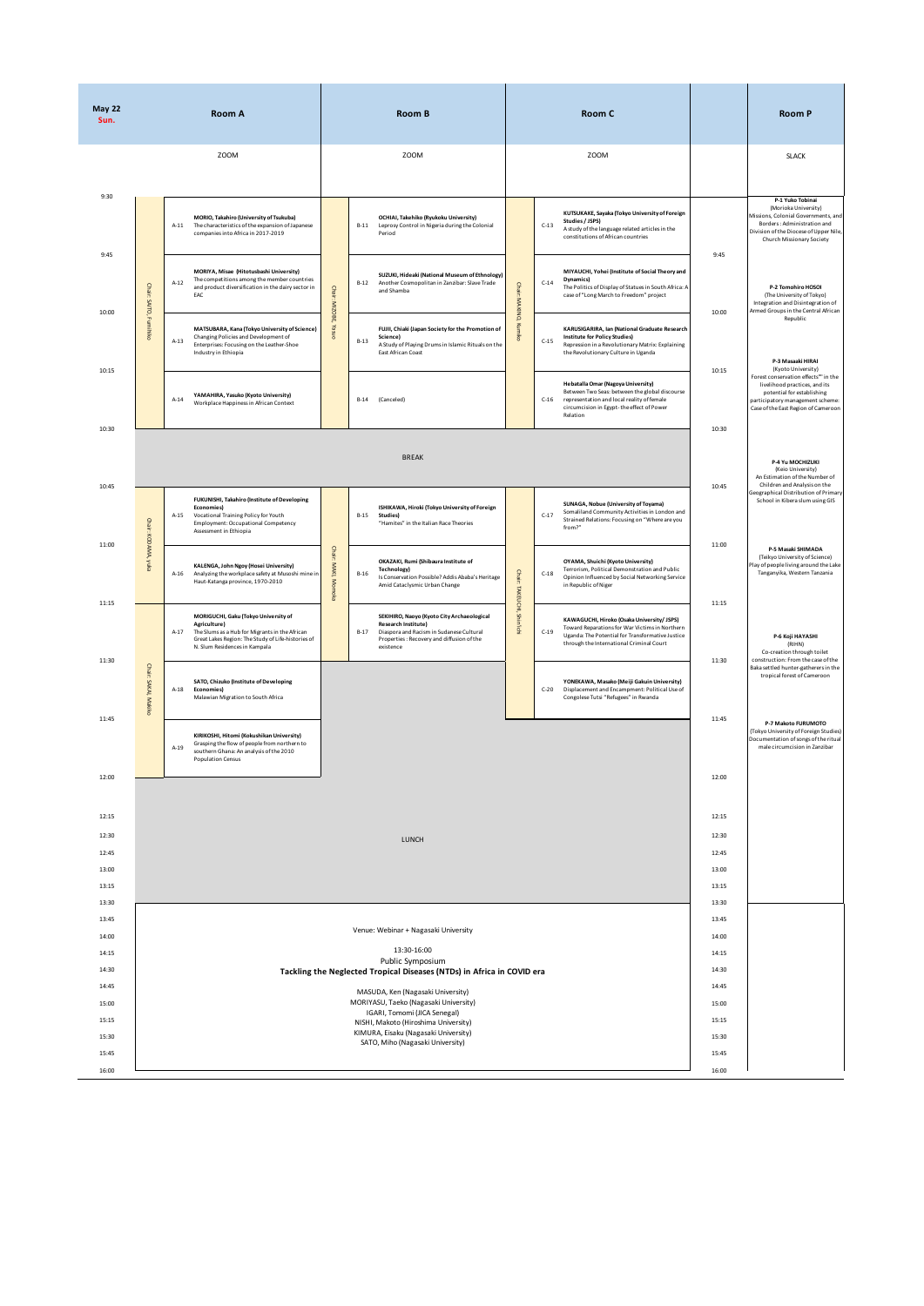# May 22 Sun.

| Time | Room A (ZOOM) | Room B (ZOOM) | Room C (ZOOM) | Time | Room P (SLACK) |
|---|---|---|---|---|---|
| 9:30 | **Chair: SATO, Fumihiko**<br>A-11 **MORIO, Takahiro (University of Tsukuba)** The characteristics of the expansion of Japanese companies into Africa in 2017-2019 | **Chair: MIZOBE, Yasuo**<br>B-11 **OCHIAI, Takehiko (Ryukoku University)** Leprosy Control in Nigeria during the Colonial Period | **Chair: MAKINO, Kumiko**<br>C-13 **KUTSUKAKE, Sayaka (Tokyo University of Foreign Studies / JSPS)** A study of the language related articles in the constitutions of African countries | | **P-1 Yuko Tobinai** (Morioka University) Missions, Colonial Governments, and Borders : Administration and Division of the Diocese of Upper Nile, Church Missionary Society |
| 9:45 | A-12 **MORIYA, Misae (Hitotsubashi University)** The competitions among the member countries and product diversification in the dairy sector in EAC | B-12 **SUZUKI, Hideaki (National Museum of Ethnology)** Another Cosmopolitan in Zanzibar: Slave Trade and Shamba | C-14 **MIYAUCHI, Yohei (Institute of Social Theory and Dynamics)** The Politics of Display of Statues in South Africa: A case of "Long March to Freedom" project | 9:45 | **P-2 Tomohiro HOSOI** (The University of Tokyo) Integration and Disintegration of Armed Groups in the Central African Republic |
| 10:00 | A-13 **MATSUBARA, Kana (Tokyo University of Science)** Changing Policies and Development of Enterprises: Focusing on the Leather-Shoe Industry in Ethiopia | B-13 **FUJII, Chiaki (Japan Society for the Promotion of Science)** A Study of Playing Drums in Islamic Rituals on the East African Coast | C-15 **KARUSIGARIRA, Ian (National Graduate Research Institute for Policy Studies)** Repression in a Revolutionary Matrix: Explaining the Revolutionary Culture in Uganda | 10:00 | |
| 10:15 | A-14 **YAMAHIRA, Yasuko (Kyoto University)** Workplace Happiness in African Context | B-14 (Canceled) | C-16 **Hebatalla Omar (Nagoya University)** Between Two Seas: between the global discourse representation and local reality of female circumcision in Egypt- the effect of Power Relation | 10:15 | **P-3 Masaaki HIRAI** (Kyoto University) Forest conservation effects" in the livelihood practices, and its potential for establishing participatory management scheme: Case of the East Region of Cameroon |
| 10:30 | BREAK | | | 10:30 | |
| 10:45 | **Chair: KODAMA, yuka**<br>A-15 **FUKUNISHI, Takahiro (Institute of Developing Economies)** Vocational Training Policy for Youth Employment: Occupational Competency Assessment in Ethiopia | **Chair: MAKI, Momoka**<br>B-15 **ISHIKAWA, Hiroki (Tokyo University of Foreign Studies)** "Hamites" in the Italian Race Theories | **Chair: TAKEUCHI, Shinichi**<br>C-17 **SUNAGA, Nobue (University of Toyama)** Somaliland Community Activities in London and Strained Relations: Focusing on "Where are you from?" | 10:45 | **P-4 Yu MOCHIZUKI** (Keio University) An Estimation of the Number of Children and Analysis on the Geographical Distribution of Primary School in Kibera slum using GIS |
| 11:00 | A-16 **KALENGA, John Ngoy (Hosei University)** Analyzing the workplace safety at Musoshi mine in Haut-Katanga province, 1970-2010 | B-16 **OKAZAKI, Rumi (Shibaura Institute of Technology)** Is Conservation Possible? Addis Ababa's Heritage Amid Cataclysmic Urban Change | C-18 **OYAMA, Shuichi (Kyoto University)** Terrorism, Political Demonstration and Public Opinion Influenced by Social Networking Service in Republic of Niger | 11:00 | **P-5 Masaki SHIMADA** (Teikyo University of Science) Play of people living around the Lake Tanganyika, Western Tanzania |
| 11:15 | **Chair: SAKAI, Makiko**<br>A-17 **MORIGUCHI, Gaku (Tokyo University of Agriculture)** The Slums as a Hub for Migrants in the African Great Lakes Region: The Study of Life-histories of N. Slum Residences in Kampala | B-17 **SEKIHIRO, Naoyo (Kyoto City Archaeological Research Institute)** Diaspora and Racism in Sudanese Cultural Properties : Recovery and diffusion of the existence | C-19 **KAWAGUCHI, Hiroko (Osaka University/ JSPS)** Toward Reparations for War Victims in Northern Uganda: The Potential for Transformative Justice through the International Criminal Court | 11:15 | **P-6 Koji HAYASHI** (RIHN) Co-creation through toilet construction: From the case of the Baka settled hunter-gatherers in the tropical forest of Cameroon |
| 11:30 | A-18 **SATO, Chizuko (Institute of Developing Economies)** Malawian Migration to South Africa | | C-20 **YONEKAWA, Masako (Meiji Gakuin University)** Displacement and Encampment: Political Use of Congolese Tutsi "Refugees" in Rwanda | 11:30 | |
| 11:45 | A-19 **KIRIKOSHI, Hitomi (Kokushikan University)** Grasping the flow of people from northern to southern Ghana: An analysis of the 2010 Population Census | | | 11:45 | **P-7 Makoto FURUMOTO** (Tokyo University of Foreign Studies) Documentation of songs of the ritual male circumcision in Zanzibar |
| 12:00 | | | | 12:00 | |
| 12:15–13:30 | LUNCH | | | 12:15–13:30 | |
| 13:30–16:00 | Venue: Webinar + Nagasaki University<br>13:30-16:00<br>Public Symposium<br>**Tackling the Neglected Tropical Diseases (NTDs) in Africa in COVID era**<br>MASUDA, Ken (Nagasaki University)<br>MORIYASU, Taeko (Nagasaki University)<br>IGARI, Tomomi (JICA Senegal)<br>NISHI, Makoto (Hiroshima University)<br>KIMURA, Eisaku (Nagasaki University)<br>SATO, Miho (Nagasaki University) | | | 13:30–16:00 | |